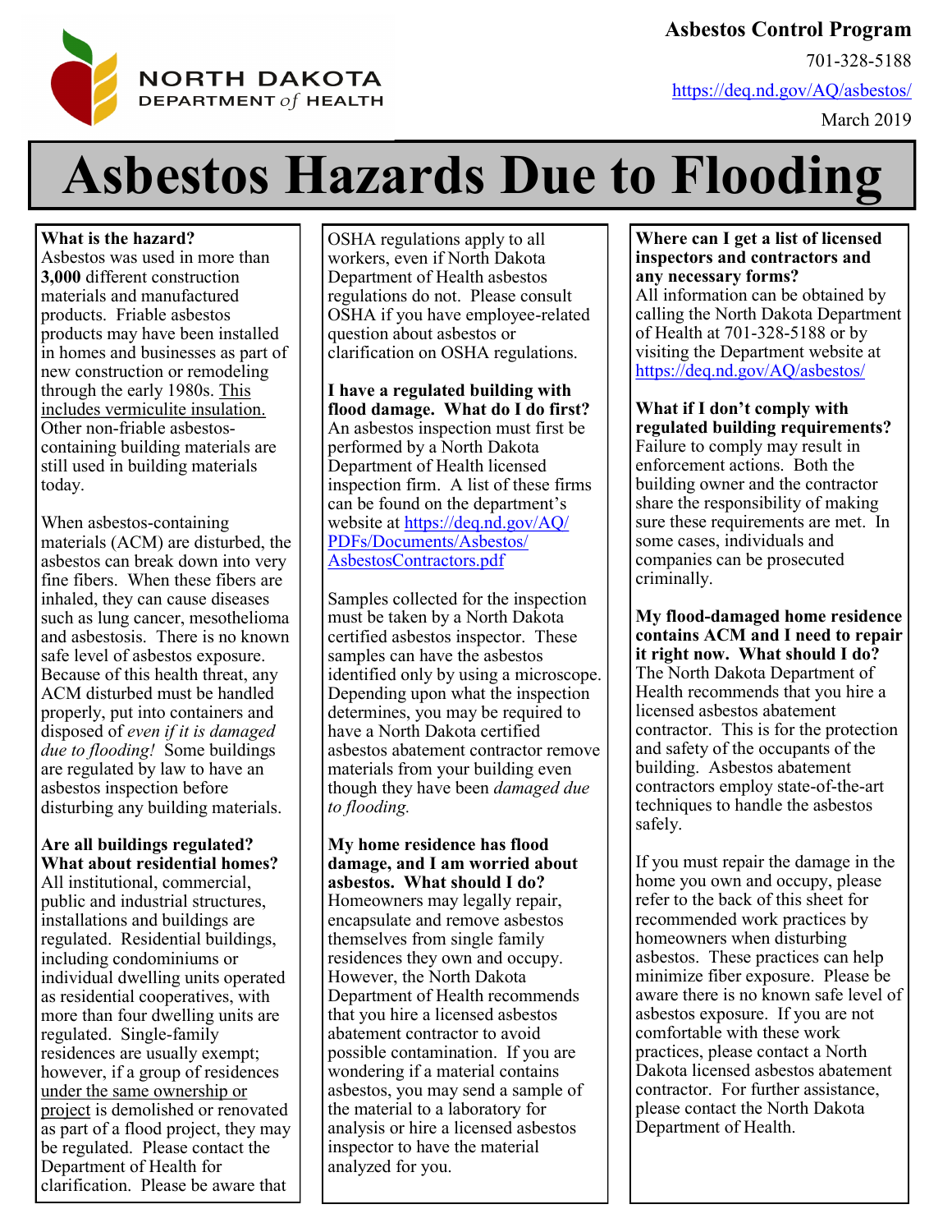North Dakota Department of Health

**Asbestos Control Program**

701-328-5188

https://deq.nd.gov/AQ/asbestos/

March 2019

# Asbestos Hazards Due to Flooding

**What is the hazard?**
Asbestos was used in more than **3,000** different construction materials and manufactured products. Friable asbestos products may have been installed in homes and businesses as part of new construction or remodeling through the early 1980s. This includes vermiculite insulation. Other non-friable asbestos-containing building materials are still used in building materials today.

When asbestos-containing materials (ACM) are disturbed, the asbestos can break down into very fine fibers. When these fibers are inhaled, they can cause diseases such as lung cancer, mesothelioma and asbestosis. There is no known safe level of asbestos exposure. Because of this health threat, any ACM disturbed must be handled properly, put into containers and disposed of *even if it is damaged due to flooding!* Some buildings are regulated by law to have an asbestos inspection before disturbing any building materials.

**Are all buildings regulated? What about residential homes?**
All institutional, commercial, public and industrial structures, installations and buildings are regulated. Residential buildings, including condominiums or individual dwelling units operated as residential cooperatives, with more than four dwelling units are regulated. Single-family residences are usually exempt; however, if a group of residences under the same ownership or project is demolished or renovated as part of a flood project, they may be regulated. Please contact the Department of Health for clarification. Please be aware that OSHA regulations apply to all workers, even if North Dakota Department of Health asbestos regulations do not. Please consult OSHA if you have employee-related question about asbestos or clarification on OSHA regulations.

**I have a regulated building with flood damage. What do I do first?**
An asbestos inspection must first be performed by a North Dakota Department of Health licensed inspection firm. A list of these firms can be found on the department's website at https://deq.nd.gov/AQ/PDFs/Documents/Asbestos/AsbestosContractors.pdf

Samples collected for the inspection must be taken by a North Dakota certified asbestos inspector. These samples can have the asbestos identified only by using a microscope. Depending upon what the inspection determines, you may be required to have a North Dakota certified asbestos abatement contractor remove materials from your building even though they have been *damaged due to flooding.*

**My home residence has flood damage, and I am worried about asbestos. What should I do?**
Homeowners may legally repair, encapsulate and remove asbestos themselves from single family residences they own and occupy. However, the North Dakota Department of Health recommends that you hire a licensed asbestos abatement contractor to avoid possible contamination. If you are wondering if a material contains asbestos, you may send a sample of the material to a laboratory for analysis or hire a licensed asbestos inspector to have the material analyzed for you.

**Where can I get a list of licensed inspectors and contractors and any necessary forms?**
All information can be obtained by calling the North Dakota Department of Health at 701-328-5188 or by visiting the Department website at https://deq.nd.gov/AQ/asbestos/

**What if I don't comply with regulated building requirements?**
Failure to comply may result in enforcement actions. Both the building owner and the contractor share the responsibility of making sure these requirements are met. In some cases, individuals and companies can be prosecuted criminally.

**My flood-damaged home residence contains ACM and I need to repair it right now. What should I do?**
The North Dakota Department of Health recommends that you hire a licensed asbestos abatement contractor. This is for the protection and safety of the occupants of the building. Asbestos abatement contractors employ state-of-the-art techniques to handle the asbestos safely.

If you must repair the damage in the home you own and occupy, please refer to the back of this sheet for recommended work practices by homeowners when disturbing asbestos. These practices can help minimize fiber exposure. Please be aware there is no known safe level of asbestos exposure. If you are not comfortable with these work practices, please contact a North Dakota licensed asbestos abatement contractor. For further assistance, please contact the North Dakota Department of Health.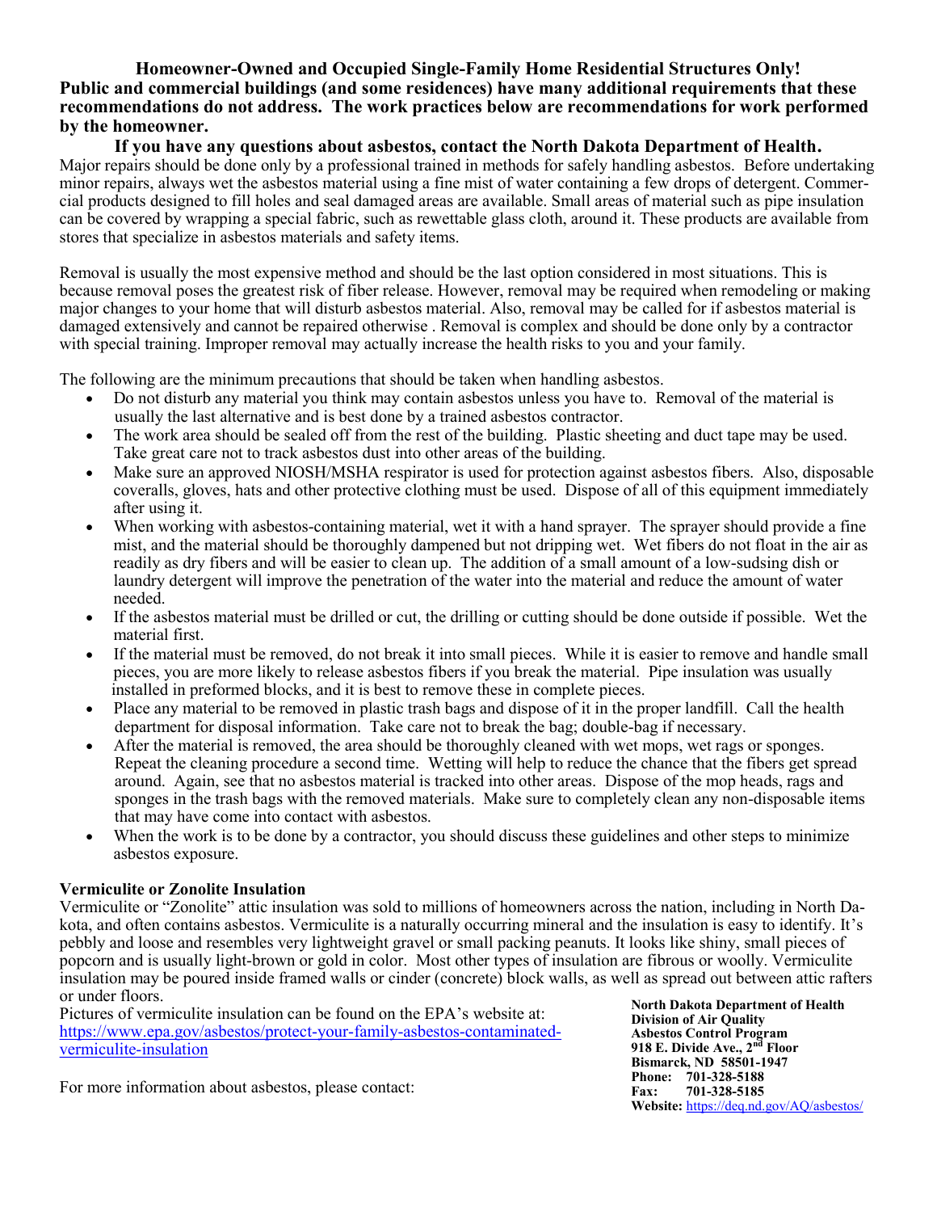**Homeowner-Owned and Occupied Single-Family Home Residential Structures Only!**
**Public and commercial buildings (and some residences) have many additional requirements that these recommendations do not address. The work practices below are recommendations for work performed by the homeowner.**

**If you have any questions about asbestos, contact the North Dakota Department of Health.**

Major repairs should be done only by a professional trained in methods for safely handling asbestos. Before undertaking minor repairs, always wet the asbestos material using a fine mist of water containing a few drops of detergent. Commercial products designed to fill holes and seal damaged areas are available. Small areas of material such as pipe insulation can be covered by wrapping a special fabric, such as rewettable glass cloth, around it. These products are available from stores that specialize in asbestos materials and safety items.

Removal is usually the most expensive method and should be the last option considered in most situations. This is because removal poses the greatest risk of fiber release. However, removal may be required when remodeling or making major changes to your home that will disturb asbestos material. Also, removal may be called for if asbestos material is damaged extensively and cannot be repaired otherwise . Removal is complex and should be done only by a contractor with special training. Improper removal may actually increase the health risks to you and your family.

The following are the minimum precautions that should be taken when handling asbestos.

- Do not disturb any material you think may contain asbestos unless you have to. Removal of the material is usually the last alternative and is best done by a trained asbestos contractor.
- The work area should be sealed off from the rest of the building. Plastic sheeting and duct tape may be used. Take great care not to track asbestos dust into other areas of the building.
- Make sure an approved NIOSH/MSHA respirator is used for protection against asbestos fibers. Also, disposable coveralls, gloves, hats and other protective clothing must be used. Dispose of all of this equipment immediately after using it.
- When working with asbestos-containing material, wet it with a hand sprayer. The sprayer should provide a fine mist, and the material should be thoroughly dampened but not dripping wet. Wet fibers do not float in the air as readily as dry fibers and will be easier to clean up. The addition of a small amount of a low-sudsing dish or laundry detergent will improve the penetration of the water into the material and reduce the amount of water needed.
- If the asbestos material must be drilled or cut, the drilling or cutting should be done outside if possible. Wet the material first.
- If the material must be removed, do not break it into small pieces. While it is easier to remove and handle small pieces, you are more likely to release asbestos fibers if you break the material. Pipe insulation was usually installed in preformed blocks, and it is best to remove these in complete pieces.
- Place any material to be removed in plastic trash bags and dispose of it in the proper landfill. Call the health department for disposal information. Take care not to break the bag; double-bag if necessary.
- After the material is removed, the area should be thoroughly cleaned with wet mops, wet rags or sponges. Repeat the cleaning procedure a second time. Wetting will help to reduce the chance that the fibers get spread around. Again, see that no asbestos material is tracked into other areas. Dispose of the mop heads, rags and sponges in the trash bags with the removed materials. Make sure to completely clean any non-disposable items that may have come into contact with asbestos.
- When the work is to be done by a contractor, you should discuss these guidelines and other steps to minimize asbestos exposure.

**Vermiculite or Zonolite Insulation**

Vermiculite or "Zonolite" attic insulation was sold to millions of homeowners across the nation, including in North Dakota, and often contains asbestos. Vermiculite is a naturally occurring mineral and the insulation is easy to identify. It's pebbly and loose and resembles very lightweight gravel or small packing peanuts. It looks like shiny, small pieces of popcorn and is usually light-brown or gold in color. Most other types of insulation are fibrous or woolly. Vermiculite insulation may be poured inside framed walls or cinder (concrete) block walls, as well as spread out between attic rafters or under floors.

Pictures of vermiculite insulation can be found on the EPA's website at: https://www.epa.gov/asbestos/protect-your-family-asbestos-contaminated-vermiculite-insulation

For more information about asbestos, please contact:

**North Dakota Department of Health**
**Division of Air Quality**
**Asbestos Control Program**
**918 E. Divide Ave., 2nd Floor**
**Bismarck, ND 58501-1947**
**Phone: 701-328-5188**
**Fax: 701-328-5185**
**Website:** https://deq.nd.gov/AQ/asbestos/